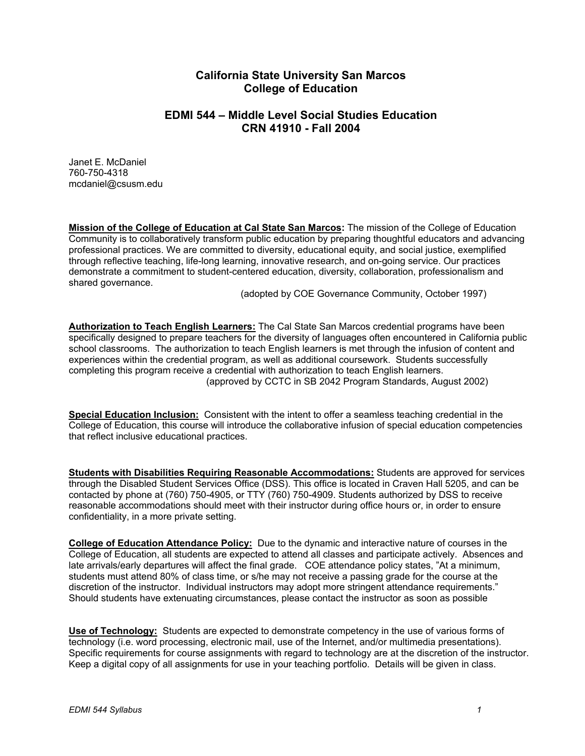# California State University San Marcos
# College of Education

## EDMI 544 – Middle Level Social Studies Education
## CRN 41910 - Fall 2004

Janet E. McDaniel
760-750-4318
mcdaniel@csusm.edu

**Mission of the College of Education at Cal State San Marcos:** The mission of the College of Education Community is to collaboratively transform public education by preparing thoughtful educators and advancing professional practices. We are committed to diversity, educational equity, and social justice, exemplified through reflective teaching, life-long learning, innovative research, and on-going service. Our practices demonstrate a commitment to student-centered education, diversity, collaboration, professionalism and shared governance.

(adopted by COE Governance Community, October 1997)

**Authorization to Teach English Learners:** The Cal State San Marcos credential programs have been specifically designed to prepare teachers for the diversity of languages often encountered in California public school classrooms. The authorization to teach English learners is met through the infusion of content and experiences within the credential program, as well as additional coursework. Students successfully completing this program receive a credential with authorization to teach English learners.

(approved by CCTC in SB 2042 Program Standards, August 2002)

**Special Education Inclusion:** Consistent with the intent to offer a seamless teaching credential in the College of Education, this course will introduce the collaborative infusion of special education competencies that reflect inclusive educational practices.

**Students with Disabilities Requiring Reasonable Accommodations:** Students are approved for services through the Disabled Student Services Office (DSS). This office is located in Craven Hall 5205, and can be contacted by phone at (760) 750-4905, or TTY (760) 750-4909. Students authorized by DSS to receive reasonable accommodations should meet with their instructor during office hours or, in order to ensure confidentiality, in a more private setting.

**College of Education Attendance Policy:** Due to the dynamic and interactive nature of courses in the College of Education, all students are expected to attend all classes and participate actively. Absences and late arrivals/early departures will affect the final grade. COE attendance policy states, "At a minimum, students must attend 80% of class time, or s/he may not receive a passing grade for the course at the discretion of the instructor. Individual instructors may adopt more stringent attendance requirements." Should students have extenuating circumstances, please contact the instructor as soon as possible

**Use of Technology:** Students are expected to demonstrate competency in the use of various forms of technology (i.e. word processing, electronic mail, use of the Internet, and/or multimedia presentations). Specific requirements for course assignments with regard to technology are at the discretion of the instructor. Keep a digital copy of all assignments for use in your teaching portfolio. Details will be given in class.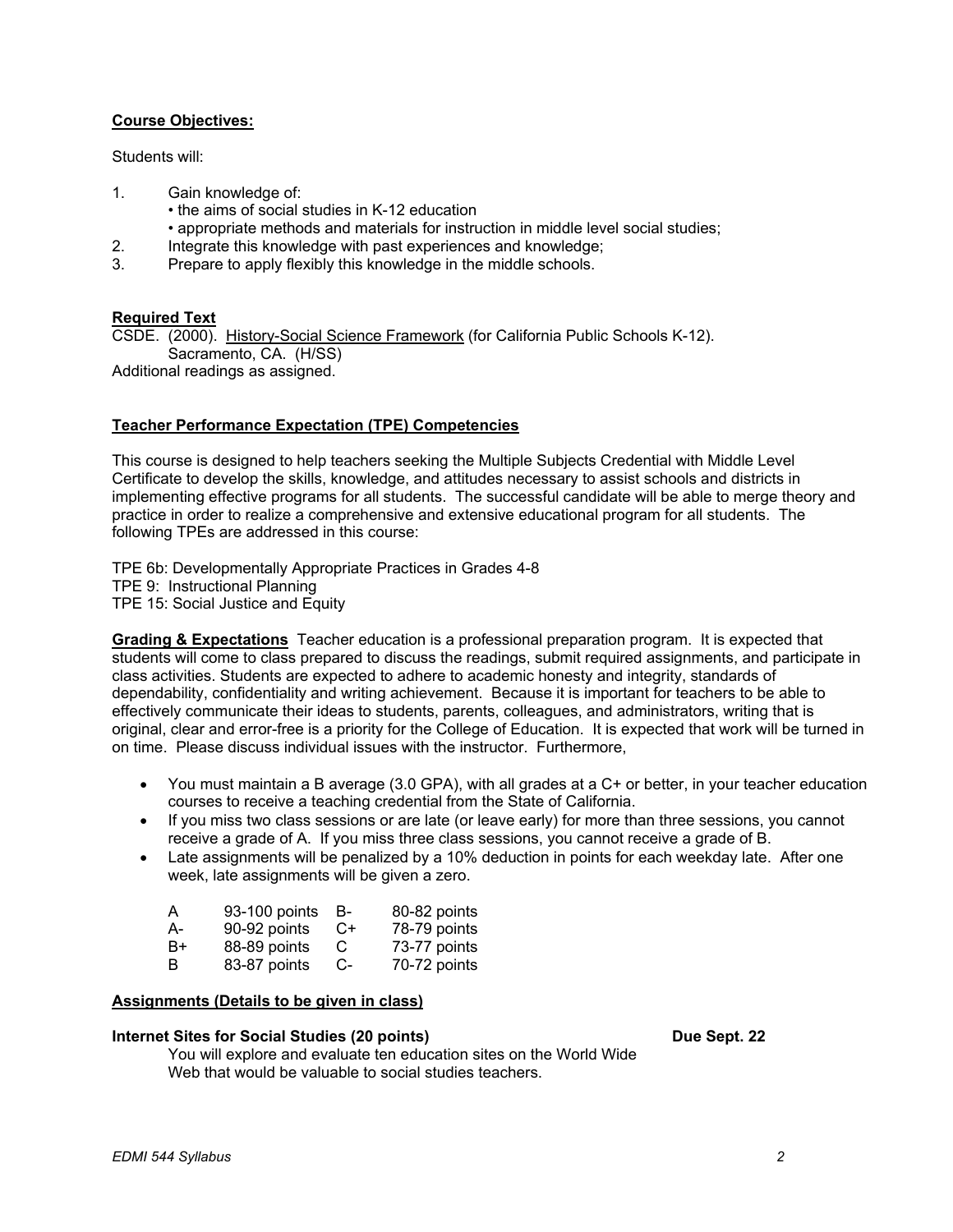**Course Objectives:**

Students will:

1. Gain knowledge of:
   - the aims of social studies in K-12 education
   - appropriate methods and materials for instruction in middle level social studies;
2. Integrate this knowledge with past experiences and knowledge;
3. Prepare to apply flexibly this knowledge in the middle schools.

**Required Text**

CSDE. (2000). History-Social Science Framework (for California Public Schools K-12). Sacramento, CA. (H/SS)

Additional readings as assigned.

**Teacher Performance Expectation (TPE) Competencies**

This course is designed to help teachers seeking the Multiple Subjects Credential with Middle Level Certificate to develop the skills, knowledge, and attitudes necessary to assist schools and districts in implementing effective programs for all students. The successful candidate will be able to merge theory and practice in order to realize a comprehensive and extensive educational program for all students. The following TPEs are addressed in this course:

TPE 6b: Developmentally Appropriate Practices in Grades 4-8
TPE 9: Instructional Planning
TPE 15: Social Justice and Equity

**Grading & Expectations** Teacher education is a professional preparation program. It is expected that students will come to class prepared to discuss the readings, submit required assignments, and participate in class activities. Students are expected to adhere to academic honesty and integrity, standards of dependability, confidentiality and writing achievement. Because it is important for teachers to be able to effectively communicate their ideas to students, parents, colleagues, and administrators, writing that is original, clear and error-free is a priority for the College of Education. It is expected that work will be turned in on time. Please discuss individual issues with the instructor. Furthermore,

- You must maintain a B average (3.0 GPA), with all grades at a C+ or better, in your teacher education courses to receive a teaching credential from the State of California.
- If you miss two class sessions or are late (or leave early) for more than three sessions, you cannot receive a grade of A. If you miss three class sessions, you cannot receive a grade of B.
- Late assignments will be penalized by a 10% deduction in points for each weekday late. After one week, late assignments will be given a zero.

| | | | |
|---|---|---|---|
| A | 93-100 points | B- | 80-82 points |
| A- | 90-92 points | C+ | 78-79 points |
| B+ | 88-89 points | C | 73-77 points |
| B | 83-87 points | C- | 70-72 points |

**Assignments (Details to be given in class)**

**Internet Sites for Social Studies (20 points)** **Due Sept. 22**

You will explore and evaluate ten education sites on the World Wide Web that would be valuable to social studies teachers.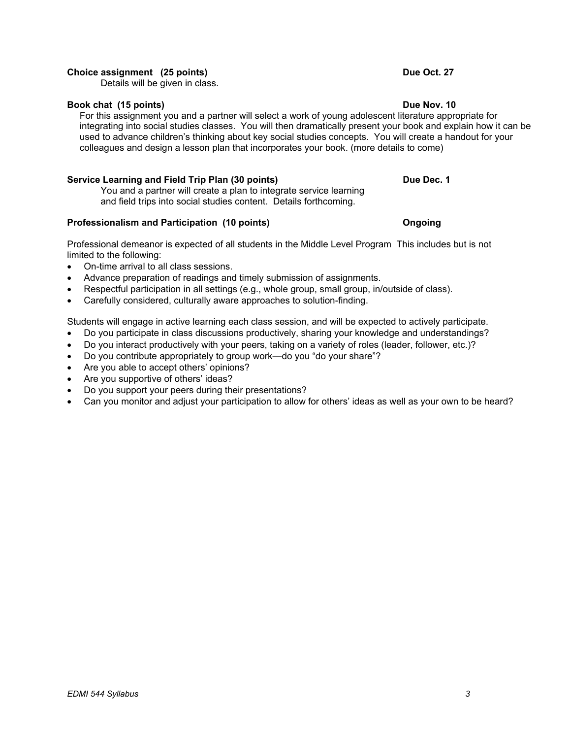**Choice assignment (25 points)** **Due Oct. 27**

Details will be given in class.

**Book chat (15 points)** **Due Nov. 10**

For this assignment you and a partner will select a work of young adolescent literature appropriate for integrating into social studies classes. You will then dramatically present your book and explain how it can be used to advance children's thinking about key social studies concepts. You will create a handout for your colleagues and design a lesson plan that incorporates your book. (more details to come)

**Service Learning and Field Trip Plan (30 points)** **Due Dec. 1**

You and a partner will create a plan to integrate service learning and field trips into social studies content. Details forthcoming.

**Professionalism and Participation (10 points)** **Ongoing**

Professional demeanor is expected of all students in the Middle Level Program This includes but is not limited to the following:

- On-time arrival to all class sessions.
- Advance preparation of readings and timely submission of assignments.
- Respectful participation in all settings (e.g., whole group, small group, in/outside of class).
- Carefully considered, culturally aware approaches to solution-finding.

Students will engage in active learning each class session, and will be expected to actively participate.

- Do you participate in class discussions productively, sharing your knowledge and understandings?
- Do you interact productively with your peers, taking on a variety of roles (leader, follower, etc.)?
- Do you contribute appropriately to group work—do you "do your share"?
- Are you able to accept others' opinions?
- Are you supportive of others' ideas?
- Do you support your peers during their presentations?
- Can you monitor and adjust your participation to allow for others' ideas as well as your own to be heard?